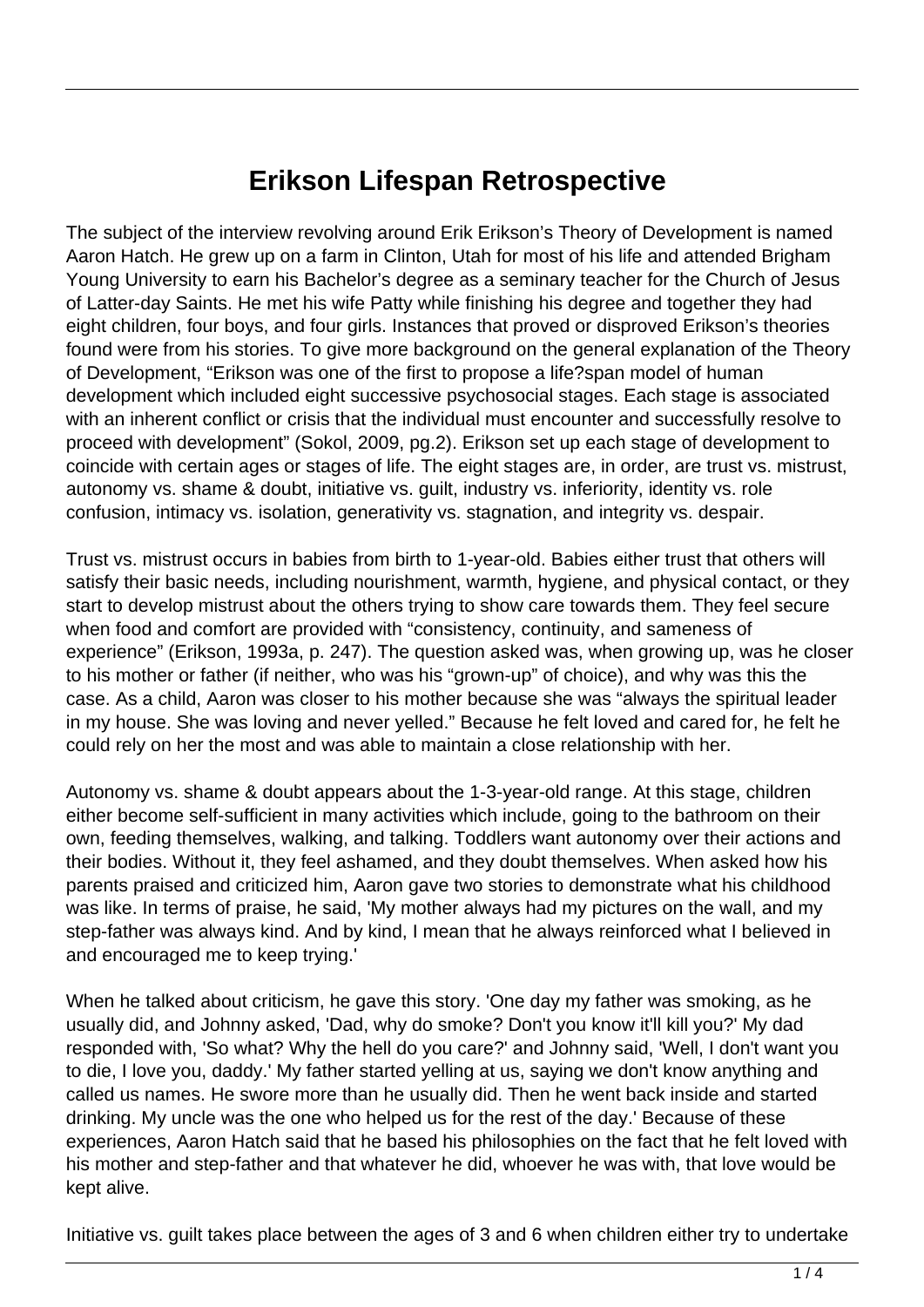# Erikson Lifespan Retrospective

The subject of the interview revolving around Erik Erikson's Theory of Development is named Aaron Hatch. He grew up on a farm in Clinton, Utah for most of his life and attended Brigham Young University to earn his Bachelor's degree as a seminary teacher for the Church of Jesus of Latter-day Saints. He met his wife Patty while finishing his degree and together they had eight children, four boys, and four girls. Instances that proved or disproved Erikson's theories found were from his stories. To give more background on the general explanation of the Theory of Development, "Erikson was one of the first to propose a life?span model of human development which included eight successive psychosocial stages. Each stage is associated with an inherent conflict or crisis that the individual must encounter and successfully resolve to proceed with development" (Sokol, 2009, pg.2). Erikson set up each stage of development to coincide with certain ages or stages of life. The eight stages are, in order, are trust vs. mistrust, autonomy vs. shame & doubt, initiative vs. guilt, industry vs. inferiority, identity vs. role confusion, intimacy vs. isolation, generativity vs. stagnation, and integrity vs. despair.

Trust vs. mistrust occurs in babies from birth to 1-year-old. Babies either trust that others will satisfy their basic needs, including nourishment, warmth, hygiene, and physical contact, or they start to develop mistrust about the others trying to show care towards them. They feel secure when food and comfort are provided with "consistency, continuity, and sameness of experience" (Erikson, 1993a, p. 247). The question asked was, when growing up, was he closer to his mother or father (if neither, who was his "grown-up" of choice), and why was this the case. As a child, Aaron was closer to his mother because she was "always the spiritual leader in my house. She was loving and never yelled." Because he felt loved and cared for, he felt he could rely on her the most and was able to maintain a close relationship with her.

Autonomy vs. shame & doubt appears about the 1-3-year-old range. At this stage, children either become self-sufficient in many activities which include, going to the bathroom on their own, feeding themselves, walking, and talking. Toddlers want autonomy over their actions and their bodies. Without it, they feel ashamed, and they doubt themselves. When asked how his parents praised and criticized him, Aaron gave two stories to demonstrate what his childhood was like. In terms of praise, he said, 'My mother always had my pictures on the wall, and my step-father was always kind. And by kind, I mean that he always reinforced what I believed in and encouraged me to keep trying.'

When he talked about criticism, he gave this story. 'One day my father was smoking, as he usually did, and Johnny asked, 'Dad, why do smoke? Don't you know it'll kill you?' My dad responded with, 'So what? Why the hell do you care?' and Johnny said, 'Well, I don't want you to die, I love you, daddy.' My father started yelling at us, saying we don't know anything and called us names. He swore more than he usually did. Then he went back inside and started drinking. My uncle was the one who helped us for the rest of the day.' Because of these experiences, Aaron Hatch said that he based his philosophies on the fact that he felt loved with his mother and step-father and that whatever he did, whoever he was with, that love would be kept alive.

Initiative vs. guilt takes place between the ages of 3 and 6 when children either try to undertake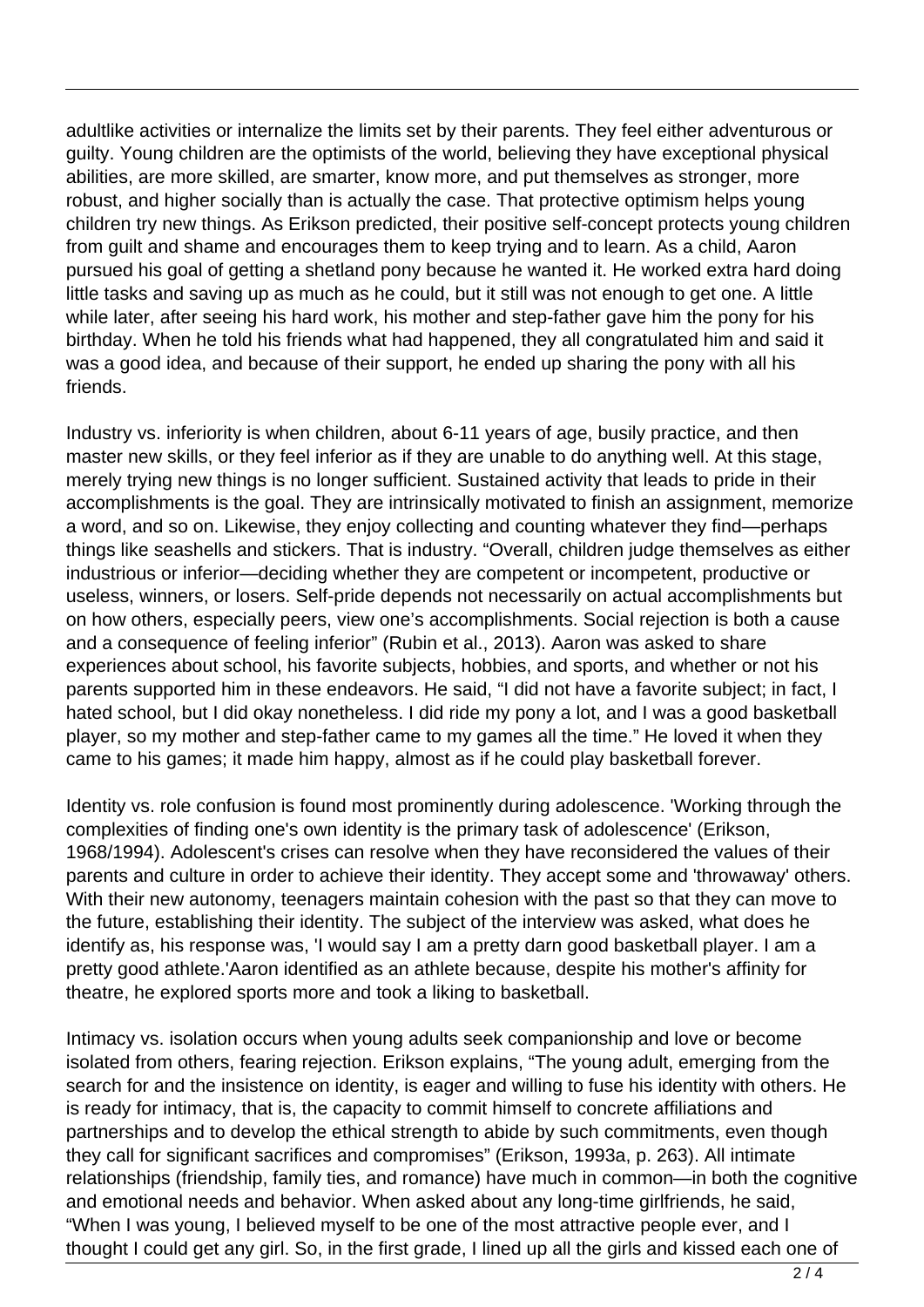adultlike activities or internalize the limits set by their parents. They feel either adventurous or guilty. Young children are the optimists of the world, believing they have exceptional physical abilities, are more skilled, are smarter, know more, and put themselves as stronger, more robust, and higher socially than is actually the case. That protective optimism helps young children try new things. As Erikson predicted, their positive self-concept protects young children from guilt and shame and encourages them to keep trying and to learn. As a child, Aaron pursued his goal of getting a shetland pony because he wanted it. He worked extra hard doing little tasks and saving up as much as he could, but it still was not enough to get one. A little while later, after seeing his hard work, his mother and step-father gave him the pony for his birthday. When he told his friends what had happened, they all congratulated him and said it was a good idea, and because of their support, he ended up sharing the pony with all his friends.

Industry vs. inferiority is when children, about 6-11 years of age, busily practice, and then master new skills, or they feel inferior as if they are unable to do anything well. At this stage, merely trying new things is no longer sufficient. Sustained activity that leads to pride in their accomplishments is the goal. They are intrinsically motivated to finish an assignment, memorize a word, and so on. Likewise, they enjoy collecting and counting whatever they find—perhaps things like seashells and stickers. That is industry. “Overall, children judge themselves as either industrious or inferior—deciding whether they are competent or incompetent, productive or useless, winners, or losers. Self-pride depends not necessarily on actual accomplishments but on how others, especially peers, view one’s accomplishments. Social rejection is both a cause and a consequence of feeling inferior” (Rubin et al., 2013). Aaron was asked to share experiences about school, his favorite subjects, hobbies, and sports, and whether or not his parents supported him in these endeavors. He said, “I did not have a favorite subject; in fact, I hated school, but I did okay nonetheless. I did ride my pony a lot, and I was a good basketball player, so my mother and step-father came to my games all the time.” He loved it when they came to his games; it made him happy, almost as if he could play basketball forever.

Identity vs. role confusion is found most prominently during adolescence. 'Working through the complexities of finding one's own identity is the primary task of adolescence' (Erikson, 1968/1994). Adolescent's crises can resolve when they have reconsidered the values of their parents and culture in order to achieve their identity. They accept some and 'throwaway' others. With their new autonomy, teenagers maintain cohesion with the past so that they can move to the future, establishing their identity. The subject of the interview was asked, what does he identify as, his response was, 'I would say I am a pretty darn good basketball player. I am a pretty good athlete.'Aaron identified as an athlete because, despite his mother's affinity for theatre, he explored sports more and took a liking to basketball.

Intimacy vs. isolation occurs when young adults seek companionship and love or become isolated from others, fearing rejection. Erikson explains, “The young adult, emerging from the search for and the insistence on identity, is eager and willing to fuse his identity with others. He is ready for intimacy, that is, the capacity to commit himself to concrete affiliations and partnerships and to develop the ethical strength to abide by such commitments, even though they call for significant sacrifices and compromises” (Erikson, 1993a, p. 263). All intimate relationships (friendship, family ties, and romance) have much in common—in both the cognitive and emotional needs and behavior. When asked about any long-time girlfriends, he said, “When I was young, I believed myself to be one of the most attractive people ever, and I thought I could get any girl. So, in the first grade, I lined up all the girls and kissed each one of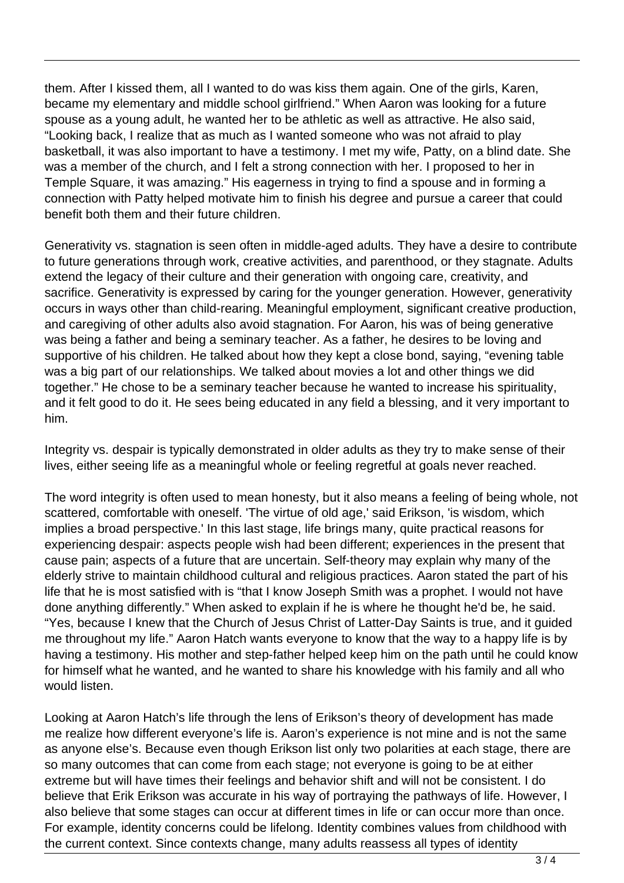them. After I kissed them, all I wanted to do was kiss them again. One of the girls, Karen, became my elementary and middle school girlfriend." When Aaron was looking for a future spouse as a young adult, he wanted her to be athletic as well as attractive. He also said, "Looking back, I realize that as much as I wanted someone who was not afraid to play basketball, it was also important to have a testimony. I met my wife, Patty, on a blind date. She was a member of the church, and I felt a strong connection with her. I proposed to her in Temple Square, it was amazing." His eagerness in trying to find a spouse and in forming a connection with Patty helped motivate him to finish his degree and pursue a career that could benefit both them and their future children.

Generativity vs. stagnation is seen often in middle-aged adults. They have a desire to contribute to future generations through work, creative activities, and parenthood, or they stagnate. Adults extend the legacy of their culture and their generation with ongoing care, creativity, and sacrifice. Generativity is expressed by caring for the younger generation. However, generativity occurs in ways other than child-rearing. Meaningful employment, significant creative production, and caregiving of other adults also avoid stagnation. For Aaron, his was of being generative was being a father and being a seminary teacher. As a father, he desires to be loving and supportive of his children. He talked about how they kept a close bond, saying, "evening table was a big part of our relationships. We talked about movies a lot and other things we did together." He chose to be a seminary teacher because he wanted to increase his spirituality, and it felt good to do it. He sees being educated in any field a blessing, and it very important to him.

Integrity vs. despair is typically demonstrated in older adults as they try to make sense of their lives, either seeing life as a meaningful whole or feeling regretful at goals never reached.

The word integrity is often used to mean honesty, but it also means a feeling of being whole, not scattered, comfortable with oneself. 'The virtue of old age,' said Erikson, 'is wisdom, which implies a broad perspective.' In this last stage, life brings many, quite practical reasons for experiencing despair: aspects people wish had been different; experiences in the present that cause pain; aspects of a future that are uncertain. Self-theory may explain why many of the elderly strive to maintain childhood cultural and religious practices. Aaron stated the part of his life that he is most satisfied with is "that I know Joseph Smith was a prophet. I would not have done anything differently." When asked to explain if he is where he thought he'd be, he said. "Yes, because I knew that the Church of Jesus Christ of Latter-Day Saints is true, and it guided me throughout my life." Aaron Hatch wants everyone to know that the way to a happy life is by having a testimony. His mother and step-father helped keep him on the path until he could know for himself what he wanted, and he wanted to share his knowledge with his family and all who would listen.

Looking at Aaron Hatch's life through the lens of Erikson's theory of development has made me realize how different everyone's life is. Aaron's experience is not mine and is not the same as anyone else's. Because even though Erikson list only two polarities at each stage, there are so many outcomes that can come from each stage; not everyone is going to be at either extreme but will have times their feelings and behavior shift and will not be consistent. I do believe that Erik Erikson was accurate in his way of portraying the pathways of life. However, I also believe that some stages can occur at different times in life or can occur more than once. For example, identity concerns could be lifelong. Identity combines values from childhood with the current context. Since contexts change, many adults reassess all types of identity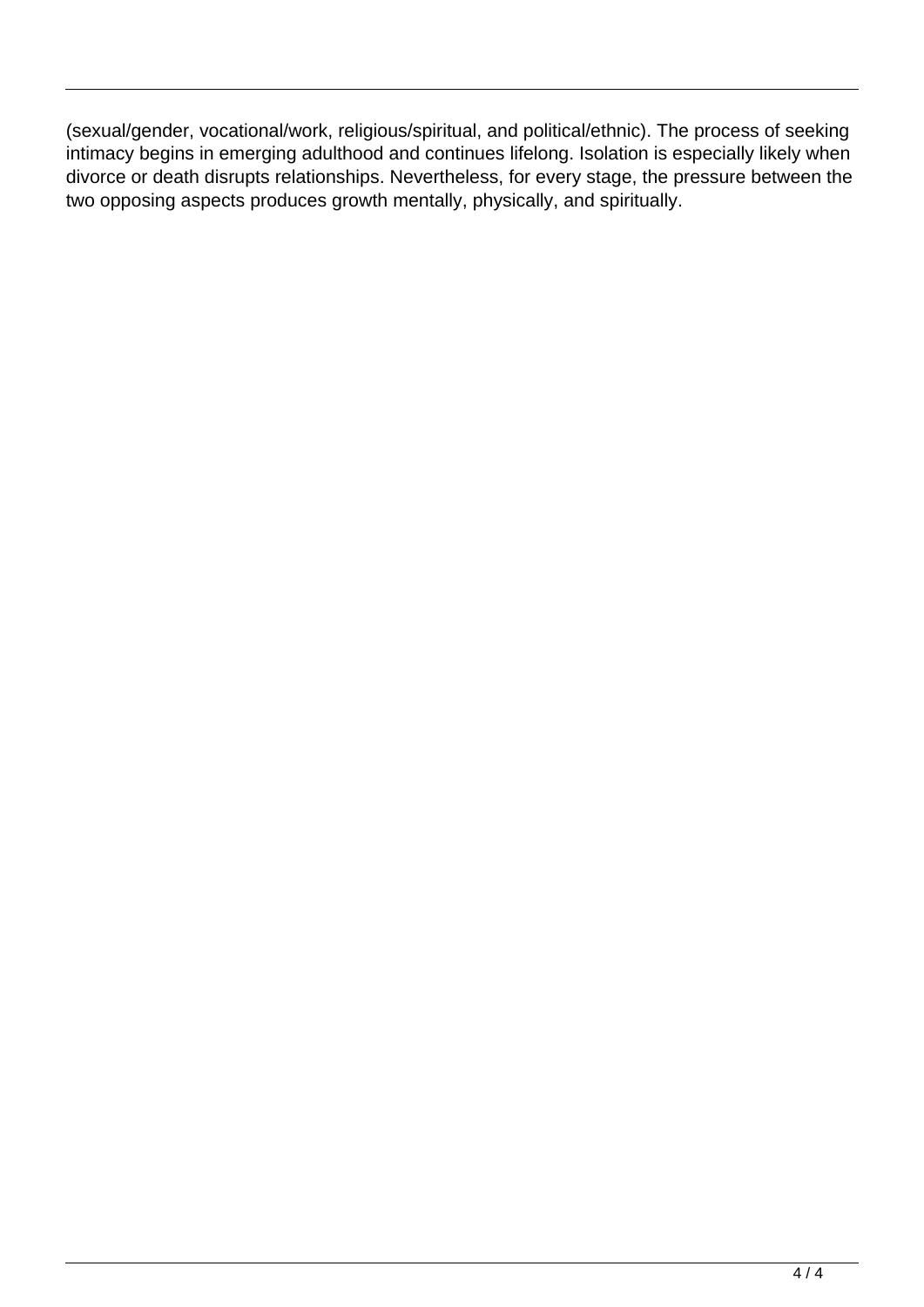(sexual/gender, vocational/work, religious/spiritual, and political/ethnic). The process of seeking intimacy begins in emerging adulthood and continues lifelong. Isolation is especially likely when divorce or death disrupts relationships. Nevertheless, for every stage, the pressure between the two opposing aspects produces growth mentally, physically, and spiritually.